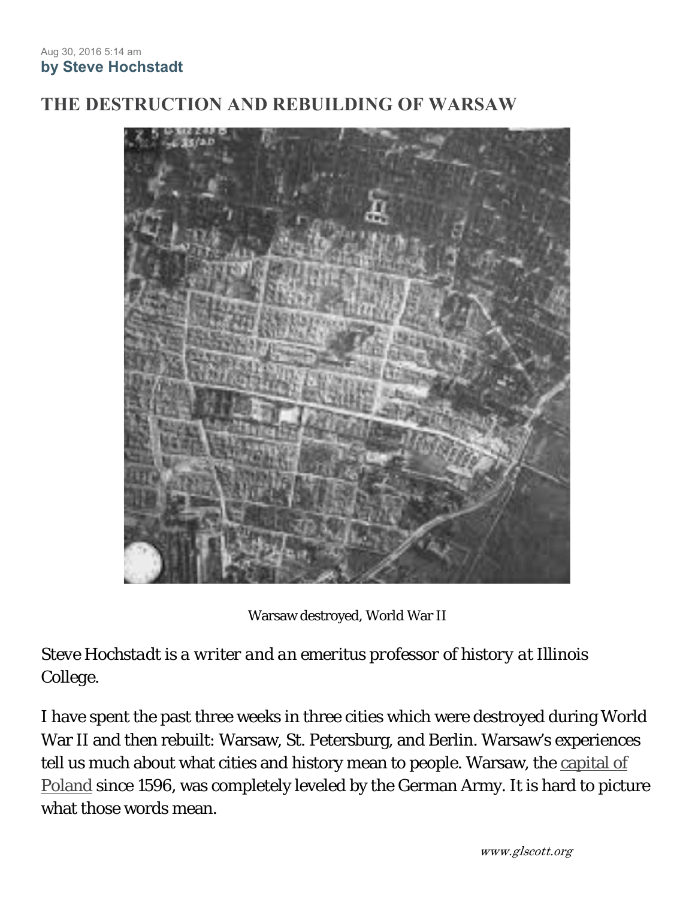Aug 30, 2016 5:14 am
**by Steve Hochstadt**

# THE DESTRUCTION AND REBUILDING OF WARSAW

Warsaw destroyed, World War II

*Steve Hochstadt is a writer and an emeritus professor of history at* Illinois College.

I have spent the past three weeks in three cities which were destroyed during World War II and then rebuilt: Warsaw, St. Petersburg, and Berlin. Warsaw's experiences tell us much about what cities and history mean to people. Warsaw, the capital of Poland since 1596, was completely leveled by the German Army. It is hard to picture what those words mean.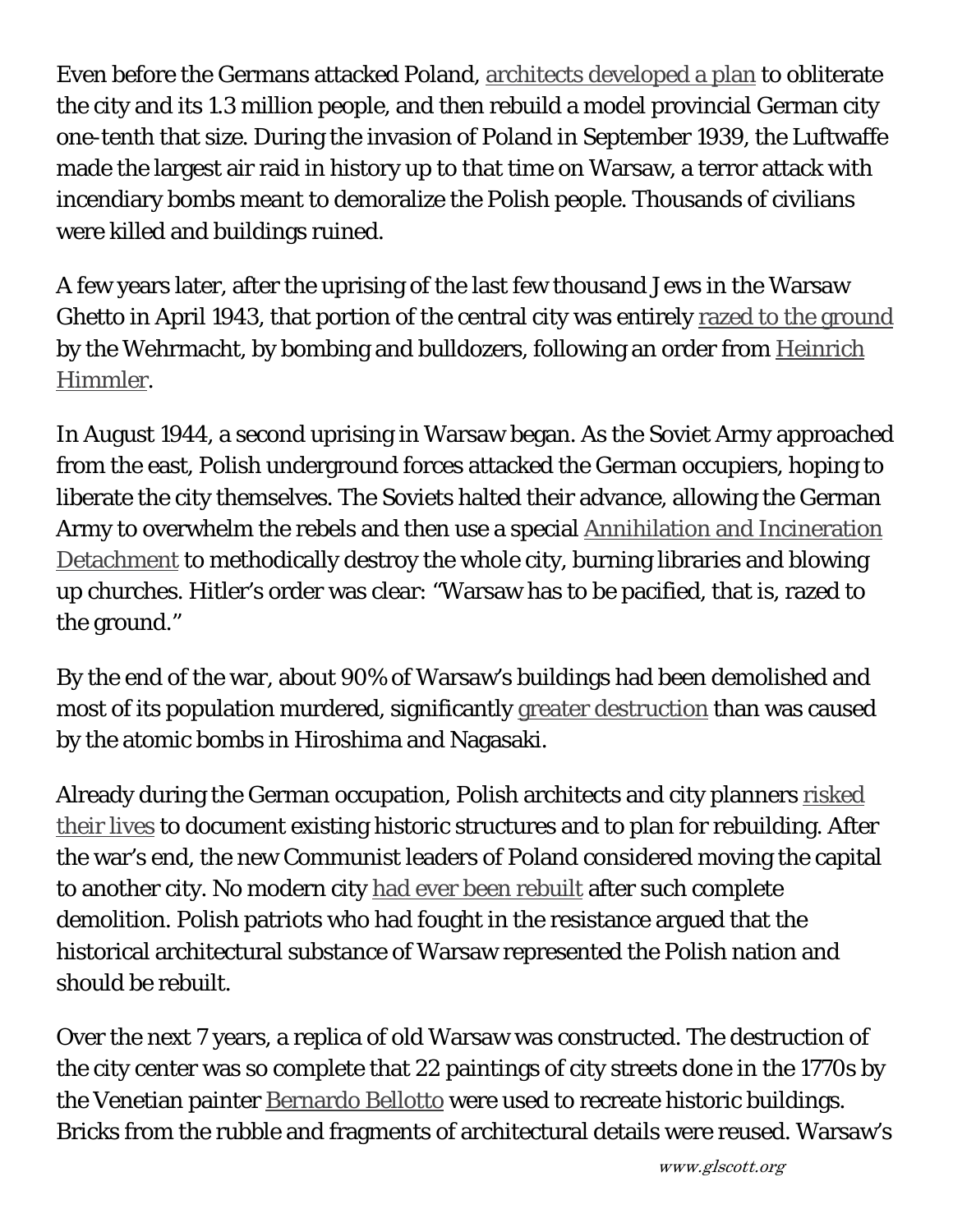Even before the Germans attacked Poland, architects developed a plan to obliterate the city and its 1.3 million people, and then rebuild a model provincial German city one-tenth that size. During the invasion of Poland in September 1939, the Luftwaffe made the largest air raid in history up to that time on Warsaw, a terror attack with incendiary bombs meant to demoralize the Polish people. Thousands of civilians were killed and buildings ruined.

A few years later, after the uprising of the last few thousand Jews in the Warsaw Ghetto in April 1943, that portion of the central city was entirely razed to the ground by the Wehrmacht, by bombing and bulldozers, following an order from Heinrich Himmler.

In August 1944, a second uprising in Warsaw began. As the Soviet Army approached from the east, Polish underground forces attacked the German occupiers, hoping to liberate the city themselves. The Soviets halted their advance, allowing the German Army to overwhelm the rebels and then use a special Annihilation and Incineration Detachment to methodically destroy the whole city, burning libraries and blowing up churches. Hitler's order was clear: "Warsaw has to be pacified, that is, razed to the ground."

By the end of the war, about 90% of Warsaw's buildings had been demolished and most of its population murdered, significantly greater destruction than was caused by the atomic bombs in Hiroshima and Nagasaki.

Already during the German occupation, Polish architects and city planners risked their lives to document existing historic structures and to plan for rebuilding. After the war's end, the new Communist leaders of Poland considered moving the capital to another city. No modern city had ever been rebuilt after such complete demolition. Polish patriots who had fought in the resistance argued that the historical architectural substance of Warsaw represented the Polish nation and should be rebuilt.

Over the next 7 years, a replica of old Warsaw was constructed. The destruction of the city center was so complete that 22 paintings of city streets done in the 1770s by the Venetian painter Bernardo Bellotto were used to recreate historic buildings. Bricks from the rubble and fragments of architectural details were reused. Warsaw's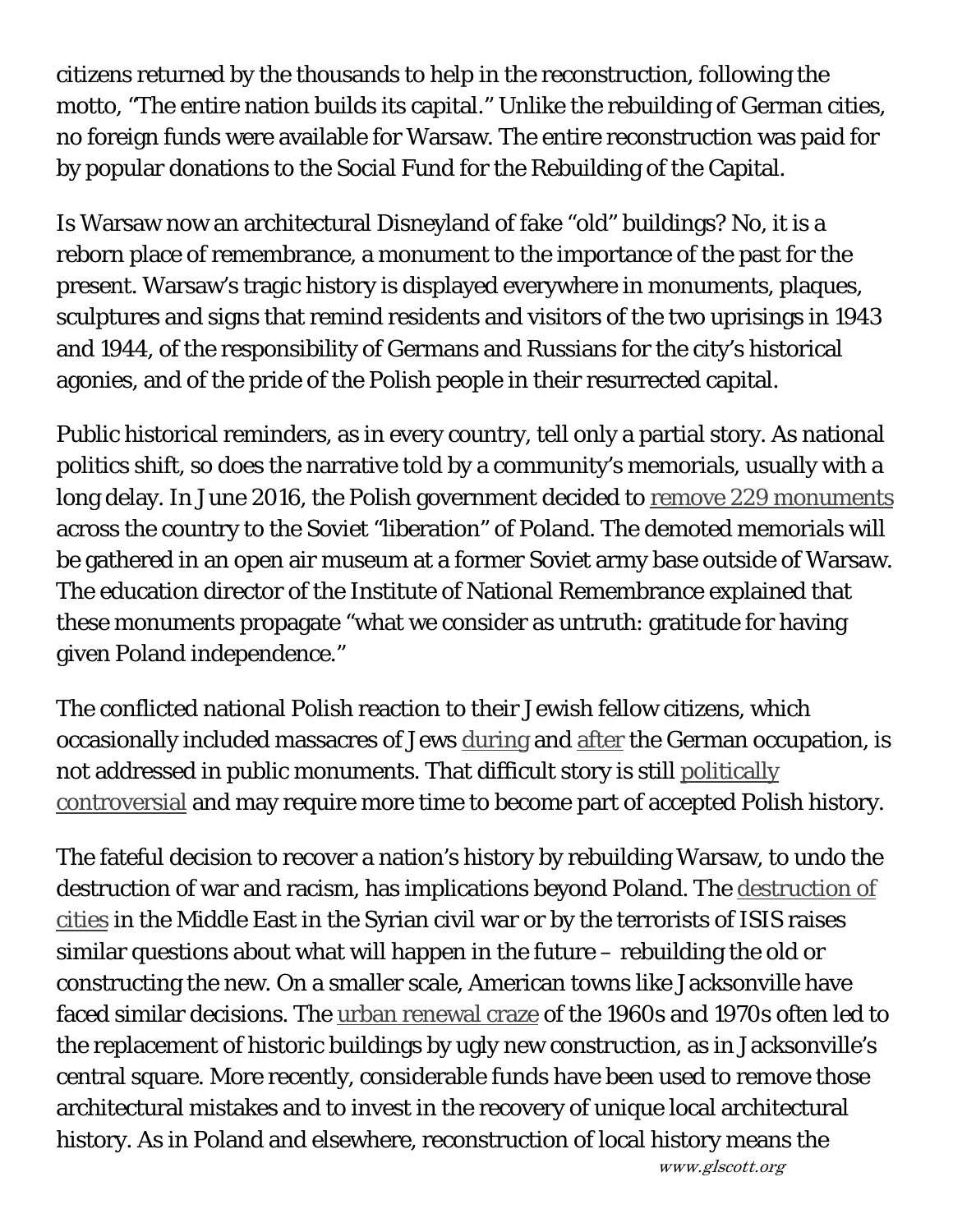citizens returned by the thousands to help in the reconstruction, following the motto, "The entire nation builds its capital." Unlike the rebuilding of German cities, no foreign funds were available for Warsaw. The entire reconstruction was paid for by popular donations to the Social Fund for the Rebuilding of the Capital.

Is Warsaw now an architectural Disneyland of fake "old" buildings? No, it is a reborn place of remembrance, a monument to the importance of the past for the present. Warsaw's tragic history is displayed everywhere in monuments, plaques, sculptures and signs that remind residents and visitors of the two uprisings in 1943 and 1944, of the responsibility of Germans and Russians for the city's historical agonies, and of the pride of the Polish people in their resurrected capital.

Public historical reminders, as in every country, tell only a partial story. As national politics shift, so does the narrative told by a community's memorials, usually with a long delay. In June 2016, the Polish government decided to remove 229 monuments across the country to the Soviet "liberation" of Poland. The demoted memorials will be gathered in an open air museum at a former Soviet army base outside of Warsaw. The education director of the Institute of National Remembrance explained that these monuments propagate "what we consider as untruth: gratitude for having given Poland independence."

The conflicted national Polish reaction to their Jewish fellow citizens, which occasionally included massacres of Jews during and after the German occupation, is not addressed in public monuments. That difficult story is still politically controversial and may require more time to become part of accepted Polish history.

The fateful decision to recover a nation's history by rebuilding Warsaw, to undo the destruction of war and racism, has implications beyond Poland. The destruction of cities in the Middle East in the Syrian civil war or by the terrorists of ISIS raises similar questions about what will happen in the future – rebuilding the old or constructing the new. On a smaller scale, American towns like Jacksonville have faced similar decisions. The urban renewal craze of the 1960s and 1970s often led to the replacement of historic buildings by ugly new construction, as in Jacksonville's central square. More recently, considerable funds have been used to remove those architectural mistakes and to invest in the recovery of unique local architectural history. As in Poland and elsewhere, reconstruction of local history means the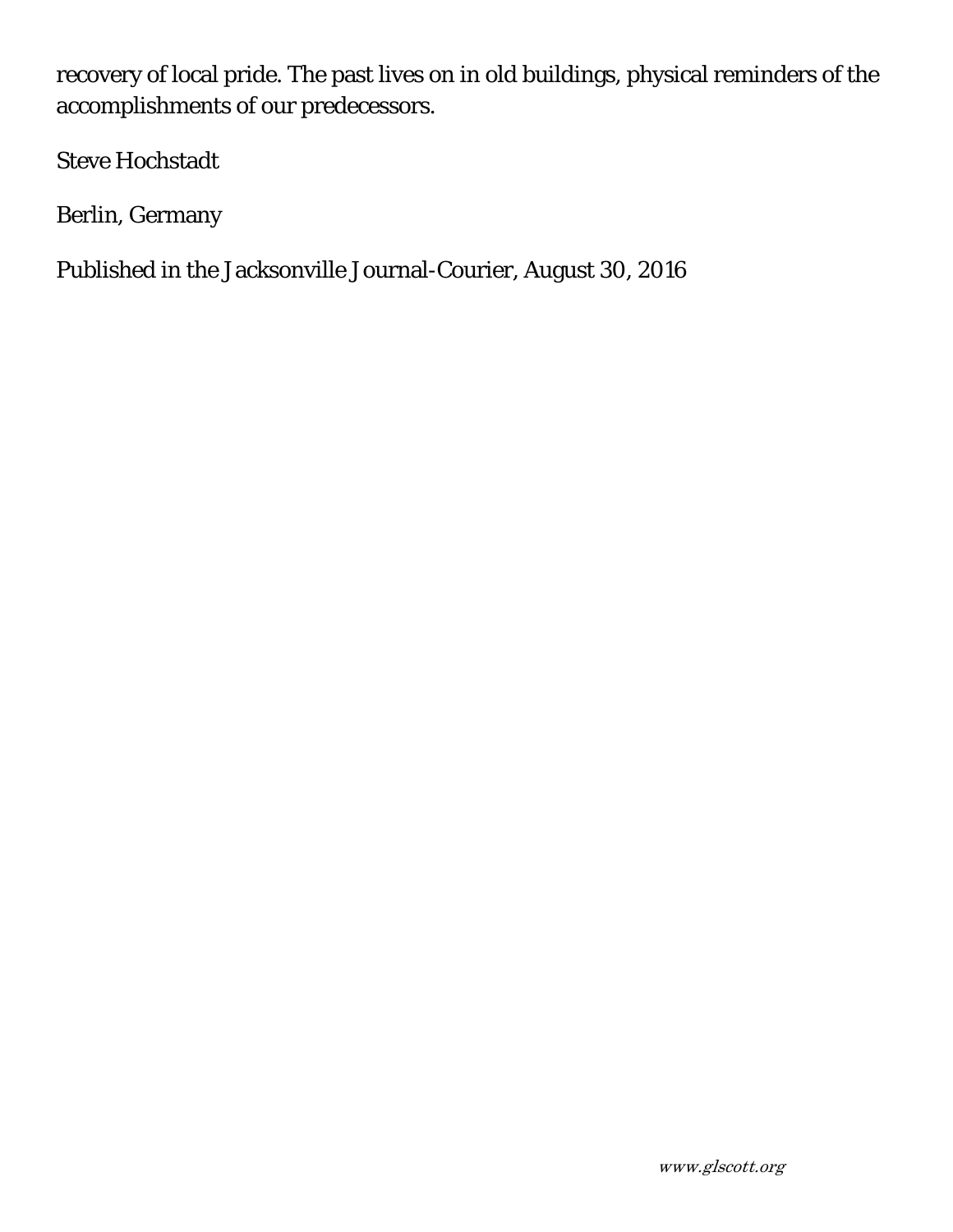recovery of local pride. The past lives on in old buildings, physical reminders of the accomplishments of our predecessors.

Steve Hochstadt

Berlin, Germany

Published in the Jacksonville Journal-Courier, August 30, 2016